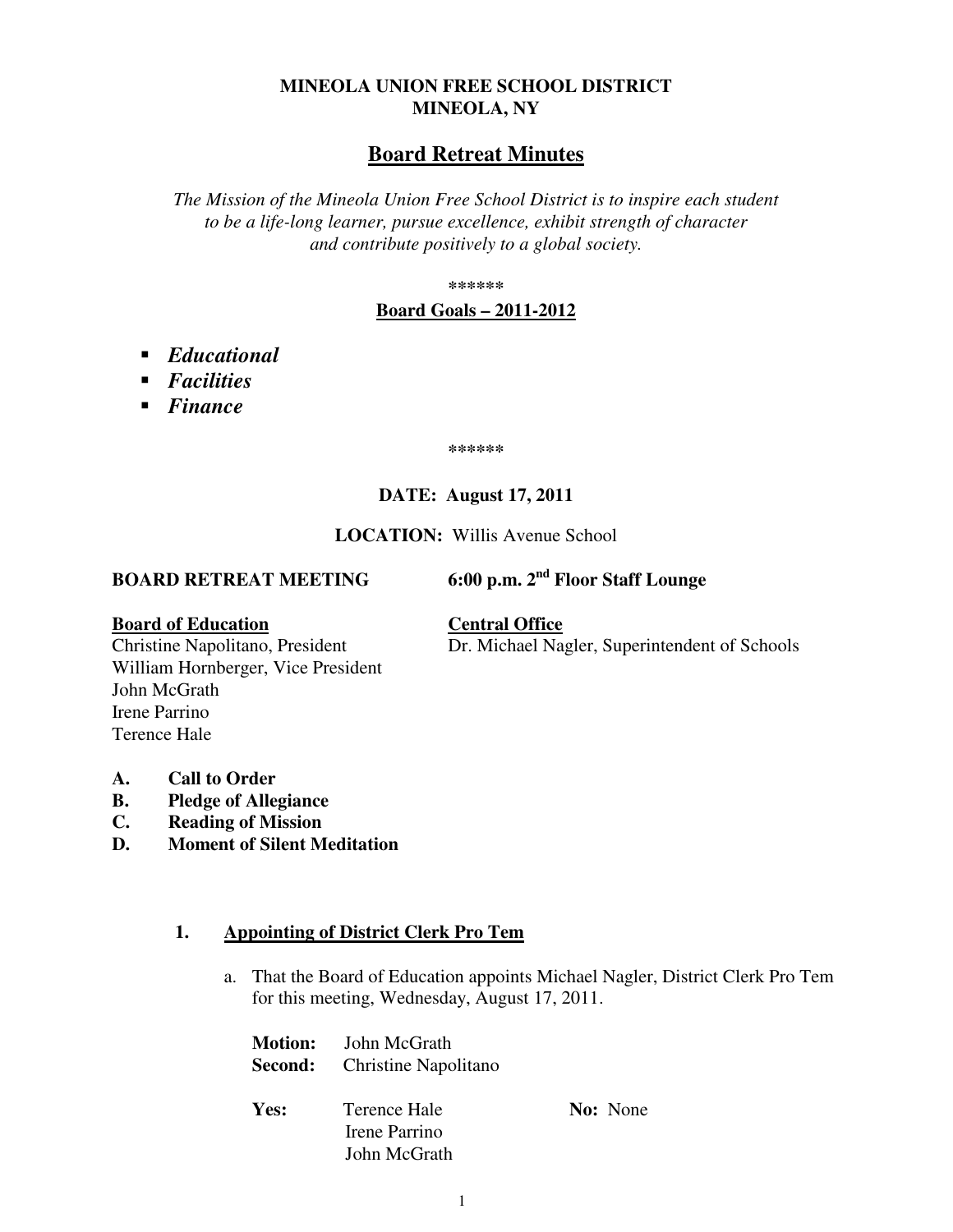**MINEOLA UNION FREE SCHOOL DISTRICT**
**MINEOLA, NY**

# Board Retreat Minutes

*The Mission of the Mineola Union Free School District is to inspire each student to be a life-long learner, pursue excellence, exhibit strength of character and contribute positively to a global society.*

******

**Board Goals – 2011-2012**

- ***Educational***
- ***Facilities***
- ***Finance***

******

**DATE: August 17, 2011**

**LOCATION:** Willis Avenue School

**BOARD RETREAT MEETING** **6:00 p.m. 2nd Floor Staff Lounge**

**Board of Education**
Christine Napolitano, President
William Hornberger, Vice President
John McGrath
Irene Parrino
Terence Hale

**Central Office**
Dr. Michael Nagler, Superintendent of Schools

**A. Call to Order**
**B. Pledge of Allegiance**
**C. Reading of Mission**
**D. Moment of Silent Meditation**

**1. Appointing of District Clerk Pro Tem**

a. That the Board of Education appoints Michael Nagler, District Clerk Pro Tem for this meeting, Wednesday, August 17, 2011.

**Motion:** John McGrath
**Second:** Christine Napolitano

**Yes:** Terence Hale
Irene Parrino
John McGrath

**No:** None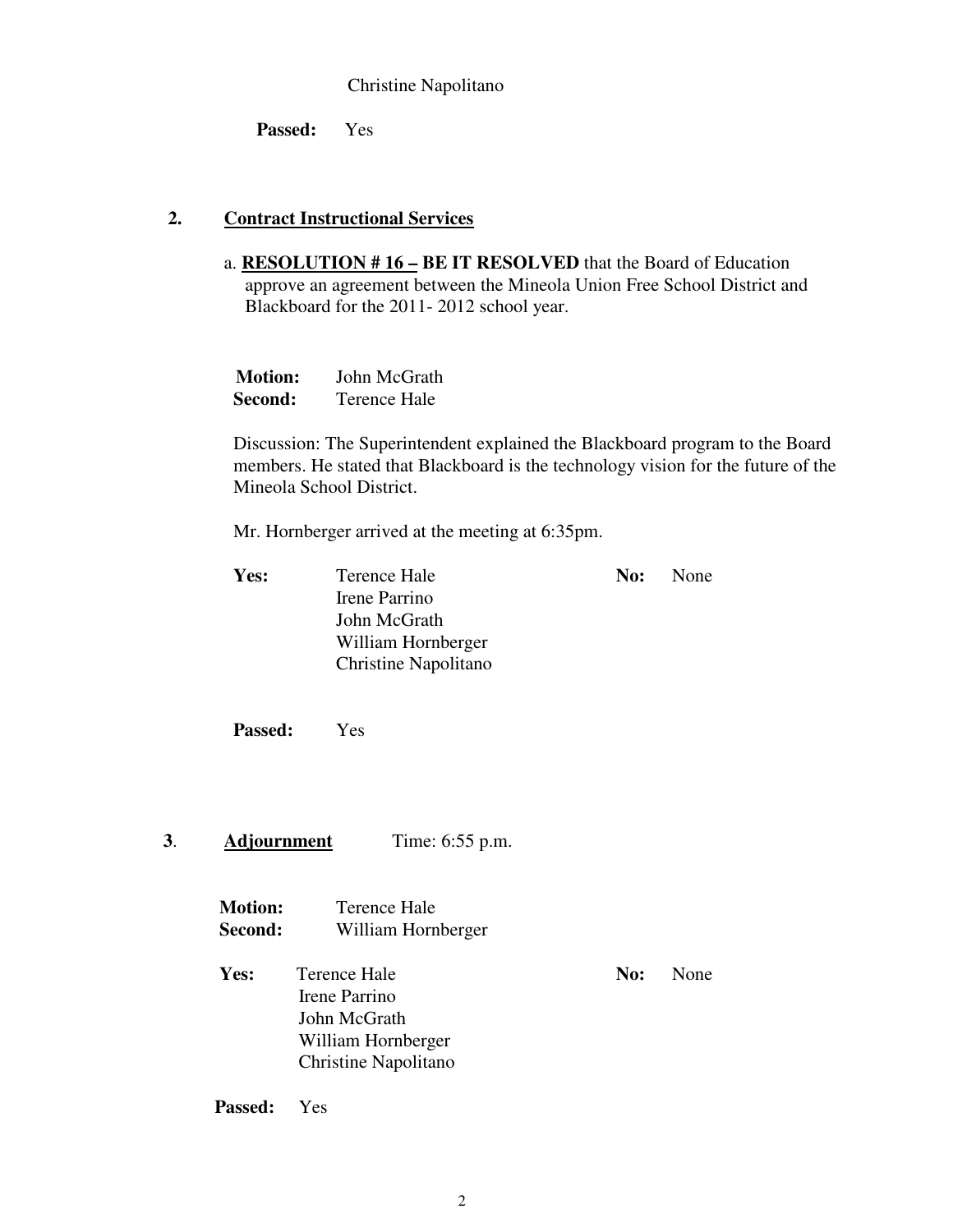Christine Napolitano

**Passed:** Yes

## 2. Contract Instructional Services

a. **RESOLUTION # 16 – BE IT RESOLVED** that the Board of Education approve an agreement between the Mineola Union Free School District and Blackboard for the 2011- 2012 school year.

**Motion:** John McGrath
**Second:** Terence Hale

Discussion: The Superintendent explained the Blackboard program to the Board members. He stated that Blackboard is the technology vision for the future of the Mineola School District.

Mr. Hornberger arrived at the meeting at 6:35pm.

**Yes:** Terence Hale
Irene Parrino
John McGrath
William Hornberger
Christine Napolitano

**No:** None

**Passed:** Yes

## 3. Adjournment

Time: 6:55 p.m.

**Motion:** Terence Hale
**Second:** William Hornberger

**Yes:** Terence Hale
Irene Parrino
John McGrath
William Hornberger
Christine Napolitano

**No:** None

**Passed:** Yes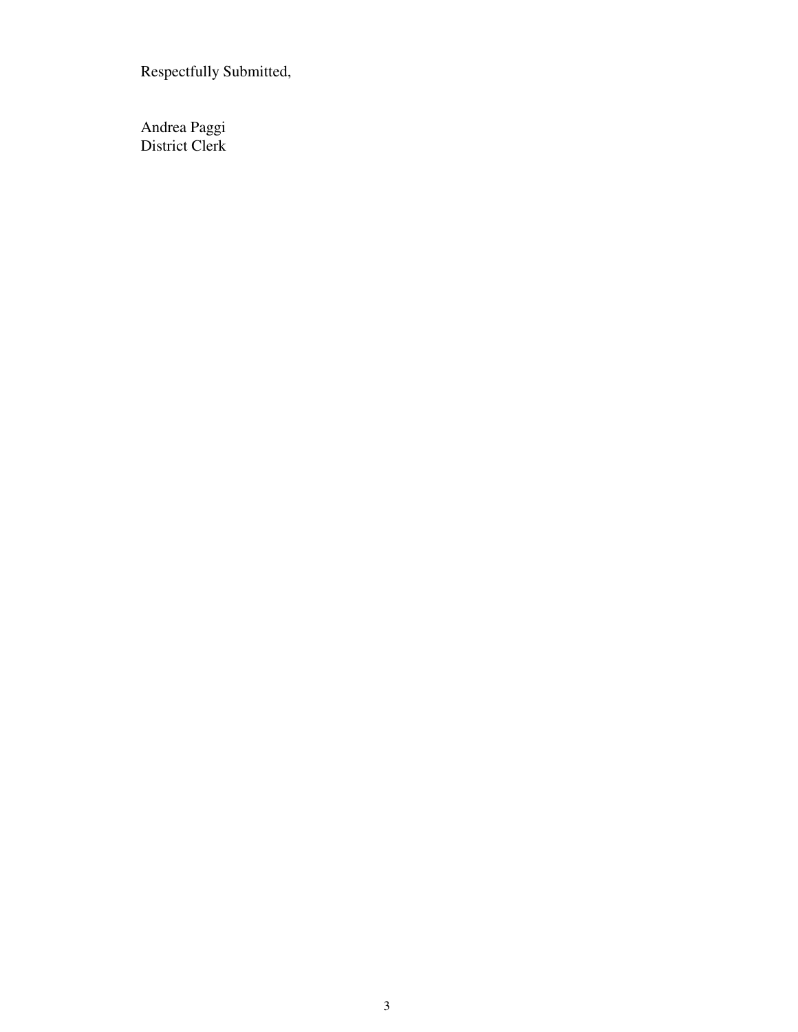Respectfully Submitted,

Andrea Paggi
District Clerk